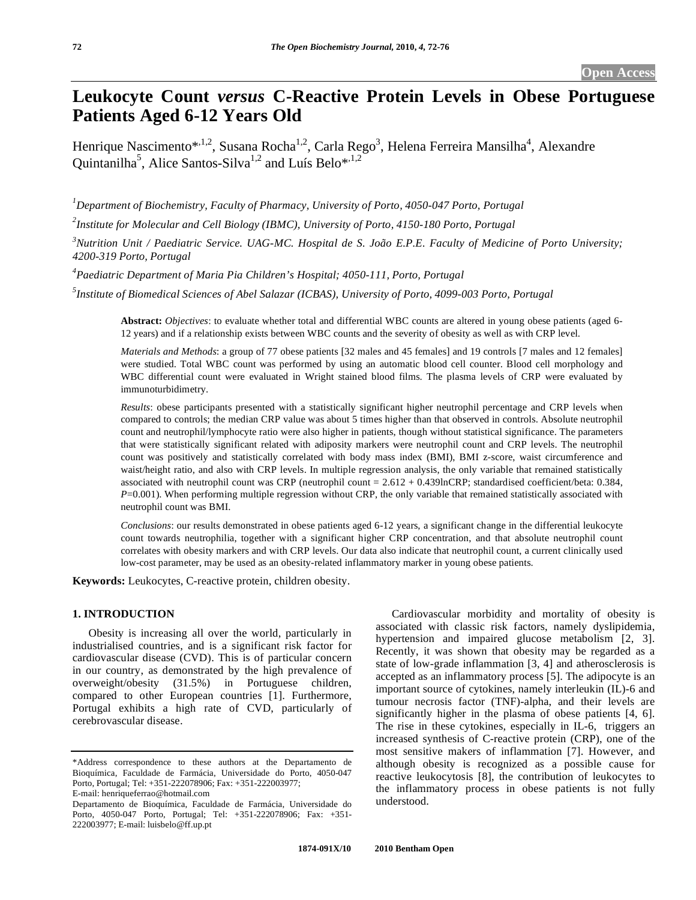Open Access

# Leukocyte Count *versus* C-Reactive Protein Levels in Obese Portuguese Patients Aged 6-12 Years Old

Henrique Nascimento*[,1,2], Susana Rocha[1,2], Carla Rego[3], Helena Ferreira Mansilha[4], Alexandre Quintanilha[5], Alice Santos-Silva[1,2] and Luís Belo*[,1,2]

[1] *Department of Biochemistry, Faculty of Pharmacy, University of Porto, 4050-047 Porto, Portugal*

[2] *Institute for Molecular and Cell Biology (IBMC), University of Porto, 4150-180 Porto, Portugal*

[3] *Nutrition Unit / Paediatric Service. UAG-MC. Hospital de S. João E.P.E. Faculty of Medicine of Porto University; 4200-319 Porto, Portugal*

[4] *Paediatric Department of Maria Pia Children's Hospital; 4050-111, Porto, Portugal*

[5] *Institute of Biomedical Sciences of Abel Salazar (ICBAS), University of Porto, 4099-003 Porto, Portugal*

**Abstract:** *Objectives*: to evaluate whether total and differential WBC counts are altered in young obese patients (aged 6-12 years) and if a relationship exists between WBC counts and the severity of obesity as well as with CRP level.

*Materials and Methods*: a group of 77 obese patients [32 males and 45 females] and 19 controls [7 males and 12 females] were studied. Total WBC count was performed by using an automatic blood cell counter. Blood cell morphology and WBC differential count were evaluated in Wright stained blood films. The plasma levels of CRP were evaluated by immunoturbidimetry.

*Results*: obese participants presented with a statistically significant higher neutrophil percentage and CRP levels when compared to controls; the median CRP value was about 5 times higher than that observed in controls. Absolute neutrophil count and neutrophil/lymphocyte ratio were also higher in patients, though without statistical significance. The parameters that were statistically significant related with adiposity markers were neutrophil count and CRP levels. The neutrophil count was positively and statistically correlated with body mass index (BMI), BMI z-score, waist circumference and waist/height ratio, and also with CRP levels. In multiple regression analysis, the only variable that remained statistically associated with neutrophil count was CRP (neutrophil count = 2.612 + 0.439lnCRP; standardised coefficient/beta: 0.384, $P$=0.001). When performing multiple regression without CRP, the only variable that remained statistically associated with neutrophil count was BMI.

*Conclusions*: our results demonstrated in obese patients aged 6-12 years, a significant change in the differential leukocyte count towards neutrophilia, together with a significant higher CRP concentration, and that absolute neutrophil count correlates with obesity markers and with CRP levels. Our data also indicate that neutrophil count, a current clinically used low-cost parameter, may be used as an obesity-related inflammatory marker in young obese patients.

**Keywords:** Leukocytes, C-reactive protein, children obesity.

## 1. INTRODUCTION

Obesity is increasing all over the world, particularly in industrialised countries, and is a significant risk factor for cardiovascular disease (CVD). This is of particular concern in our country, as demonstrated by the high prevalence of overweight/obesity (31.5%) in Portuguese children, compared to other European countries [1]. Furthermore, Portugal exhibits a high rate of CVD, particularly of cerebrovascular disease.

Cardiovascular morbidity and mortality of obesity is associated with classic risk factors, namely dyslipidemia, hypertension and impaired glucose metabolism [2, 3]. Recently, it was shown that obesity may be regarded as a state of low-grade inflammation [3, 4] and atherosclerosis is accepted as an inflammatory process [5]. The adipocyte is an important source of cytokines, namely interleukin (IL)-6 and tumour necrosis factor (TNF)-alpha, and their levels are significantly higher in the plasma of obese patients [4, 6]. The rise in these cytokines, especially in IL-6, triggers an increased synthesis of C-reactive protein (CRP), one of the most sensitive makers of inflammation [7]. However, and although obesity is recognized as a possible cause for reactive leukocytosis [8], the contribution of leukocytes to the inflammatory process in obese patients is not fully understood.

*Address correspondence to these authors at the Departamento de Bioquímica, Faculdade de Farmácia, Universidade do Porto, 4050-047 Porto, Portugal; Tel: +351-222078906; Fax: +351-222003977; E-mail: henriqueferrao@hotmail.com

Departamento de Bioquímica, Faculdade de Farmácia, Universidade do Porto, 4050-047 Porto, Portugal; Tel: +351-222078906; Fax: +351-222003977; E-mail: luisbelo@ff.up.pt

1874-091X/10 2010 Bentham Open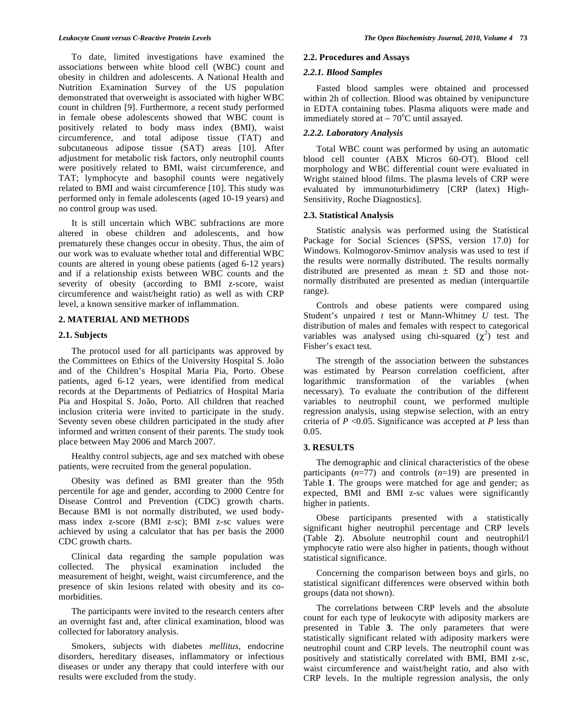To date, limited investigations have examined the associations between white blood cell (WBC) count and obesity in children and adolescents. A National Health and Nutrition Examination Survey of the US population demonstrated that overweight is associated with higher WBC count in children [9]. Furthermore, a recent study performed in female obese adolescents showed that WBC count is positively related to body mass index (BMI), waist circumference, and total adipose tissue (TAT) and subcutaneous adipose tissue (SAT) areas [10]. After adjustment for metabolic risk factors, only neutrophil counts were positively related to BMI, waist circumference, and TAT; lymphocyte and basophil counts were negatively related to BMI and waist circumference [10]. This study was performed only in female adolescents (aged 10-19 years) and no control group was used.

It is still uncertain which WBC subfractions are more altered in obese children and adolescents, and how prematurely these changes occur in obesity. Thus, the aim of our work was to evaluate whether total and differential WBC counts are altered in young obese patients (aged 6-12 years) and if a relationship exists between WBC counts and the severity of obesity (according to BMI z-score, waist circumference and waist/height ratio) as well as with CRP level, a known sensitive marker of inflammation.

## 2. MATERIAL AND METHODS

### 2.1. Subjects

The protocol used for all participants was approved by the Committees on Ethics of the University Hospital S. João and of the Children's Hospital Maria Pia, Porto. Obese patients, aged 6-12 years, were identified from medical records at the Departments of Pediatrics of Hospital Maria Pia and Hospital S. João, Porto. All children that reached inclusion criteria were invited to participate in the study. Seventy seven obese children participated in the study after informed and written consent of their parents. The study took place between May 2006 and March 2007.

Healthy control subjects, age and sex matched with obese patients, were recruited from the general population.

Obesity was defined as BMI greater than the 95th percentile for age and gender, according to 2000 Centre for Disease Control and Prevention (CDC) growth charts. Because BMI is not normally distributed, we used body-mass index z-score (BMI z-sc); BMI z-sc values were achieved by using a calculator that has per basis the 2000 CDC growth charts.

Clinical data regarding the sample population was collected. The physical examination included the measurement of height, weight, waist circumference, and the presence of skin lesions related with obesity and its co-morbidities.

The participants were invited to the research centers after an overnight fast and, after clinical examination, blood was collected for laboratory analysis.

Smokers, subjects with diabetes *mellitus*, endocrine disorders, hereditary diseases, inflammatory or infectious diseases or under any therapy that could interfere with our results were excluded from the study.

### 2.2. Procedures and Assays

#### *2.2.1. Blood Samples*

Fasted blood samples were obtained and processed within 2h of collection. Blood was obtained by venipuncture in EDTA containing tubes. Plasma aliquots were made and immediately stored at $-70^{o}$C until assayed.

#### *2.2.2. Laboratory Analysis*

Total WBC count was performed by using an automatic blood cell counter (ABX Micros 60-OT). Blood cell morphology and WBC differential count were evaluated in Wright stained blood films. The plasma levels of CRP were evaluated by immunoturbidimetry [CRP (latex) High-Sensitivity, Roche Diagnostics].

### 2.3. Statistical Analysis

Statistic analysis was performed using the Statistical Package for Social Sciences (SPSS, version 17.0) for Windows. Kolmogorov-Smirnov analysis was used to test if the results were normally distributed. The results normally distributed are presented as mean ± SD and those not-normally distributed are presented as median (interquartile range).

Controls and obese patients were compared using Student's unpaired *t* test or Mann-Whitney *U* test. The distribution of males and females with respect to categorical variables was analysed using chi-squared ($\chi^2$) test and Fisher's exact test.

The strength of the association between the substances was estimated by Pearson correlation coefficient, after logarithmic transformation of the variables (when necessary). To evaluate the contribution of the different variables to neutrophil count, we performed multiple regression analysis, using stepwise selection, with an entry criteria of $P < 0.05$. Significance was accepted at $P$ less than 0.05.

## 3. RESULTS

The demographic and clinical characteristics of the obese participants (*n*=77) and controls (*n*=19) are presented in Table **1**. The groups were matched for age and gender; as expected, BMI and BMI z-sc values were significantly higher in patients.

Obese participants presented with a statistically significant higher neutrophil percentage and CRP levels (Table **2**). Absolute neutrophil count and neutrophil/lymphocyte ratio were also higher in patients, though without statistical significance.

Concerning the comparison between boys and girls, no statistical significant differences were observed within both groups (data not shown).

The correlations between CRP levels and the absolute count for each type of leukocyte with adiposity markers are presented in Table **3**. The only parameters that were statistically significant related with adiposity markers were neutrophil count and CRP levels. The neutrophil count was positively and statistically correlated with BMI, BMI z-sc, waist circumference and waist/height ratio, and also with CRP levels. In the multiple regression analysis, the only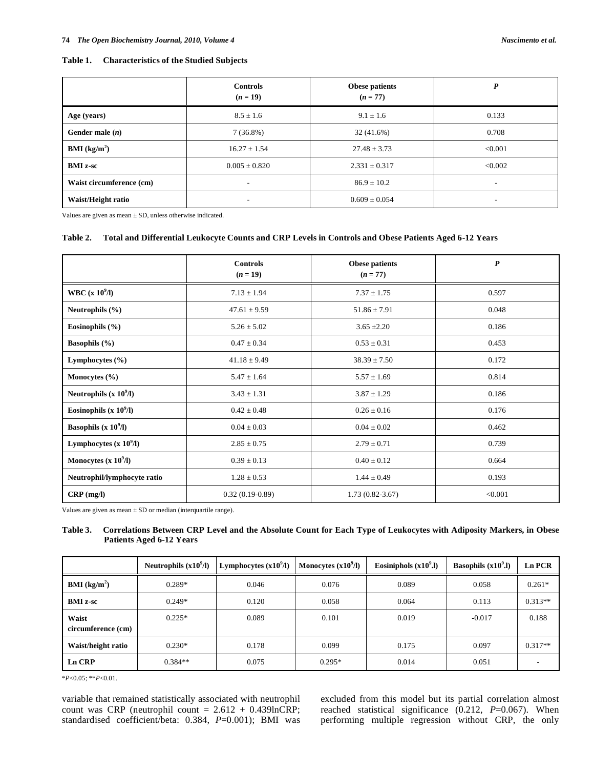**Table 1. Characteristics of the Studied Subjects**

| | Controls ($n = 19$) | Obese patients ($n = 77$) | *P* |
|---|---|---|---|
| **Age (years)** | 8.5 ± 1.6 | 9.1 ± 1.6 | 0.133 |
| **Gender male (*n*)** | 7 (36.8%) | 32 (41.6%) | 0.708 |
| **BMI ($kg/m^2$)** | 16.27 ± 1.54 | 27.48 ± 3.73 | <0.001 |
| **BMI z-sc** | 0.005 ± 0.820 | 2.331 ± 0.317 | <0.002 |
| **Waist circumference (cm)** | - | 86.9 ± 10.2 | - |
| **Waist/Height ratio** | - | 0.609 ± 0.054 | - |

Values are given as mean ± SD, unless otherwise indicated.

**Table 2. Total and Differential Leukocyte Counts and CRP Levels in Controls and Obese Patients Aged 6-12 Years**

| | Controls ($n = 19$) | Obese patients ($n = 77$) | *P* |
|---|---|---|---|
| **WBC (x $10^9$/l)** | 7.13 ± 1.94 | 7.37 ± 1.75 | 0.597 |
| **Neutrophils (%)** | 47.61 ± 9.59 | 51.86 ± 7.91 | 0.048 |
| **Eosinophils (%)** | 5.26 ± 5.02 | 3.65 ±2.20 | 0.186 |
| **Basophils (%)** | 0.47 ± 0.34 | 0.53 ± 0.31 | 0.453 |
| **Lymphocytes (%)** | 41.18 ± 9.49 | 38.39 ± 7.50 | 0.172 |
| **Monocytes (%)** | 5.47 ± 1.64 | 5.57 ± 1.69 | 0.814 |
| **Neutrophils (x $10^9$/l)** | 3.43 ± 1.31 | 3.87 ± 1.29 | 0.186 |
| **Eosinophils (x $10^9$/l)** | 0.42 ± 0.48 | 0.26 ± 0.16 | 0.176 |
| **Basophils (x $10^9$/l)** | 0.04 ± 0.03 | 0.04 ± 0.02 | 0.462 |
| **Lymphocytes (x $10^9$/l)** | 2.85 ± 0.75 | 2.79 ± 0.71 | 0.739 |
| **Monocytes (x $10^9$/l)** | 0.39 ± 0.13 | 0.40 ± 0.12 | 0.664 |
| **Neutrophil/lymphocyte ratio** | 1.28 ± 0.53 | 1.44 ± 0.49 | 0.193 |
| **CRP (mg/l)** | 0.32 (0.19-0.89) | 1.73 (0.82-3.67) | <0.001 |

Values are given as mean ± SD or median (interquartile range).

**Table 3. Correlations Between CRP Level and the Absolute Count for Each Type of Leukocytes with Adiposity Markers, in Obese Patients Aged 6-12 Years**

| | Neutrophils (x$10^9$/l) | Lymphocytes (x$10^9$/l) | Monocytes (x$10^9$/l) | Eosiniphols (x$10^9$.l) | Basophils (x$10^9$.l) | Ln PCR |
|---|---|---|---|---|---|---|
| **BMI ($kg/m^2$)** | 0.289* | 0.046 | 0.076 | 0.089 | 0.058 | 0.261* |
| **BMI z-sc** | 0.249* | 0.120 | 0.058 | 0.064 | 0.113 | 0.313** |
| **Waist circumference (cm)** | 0.225* | 0.089 | 0.101 | 0.019 | -0.017 | 0.188 |
| **Waist/height ratio** | 0.230* | 0.178 | 0.099 | 0.175 | 0.097 | 0.317** |
| **Ln CRP** | 0.384** | 0.075 | 0.295* | 0.014 | 0.051 | - |

*$P$<0.05; **$P$<0.01.

variable that remained statistically associated with neutrophil count was CRP (neutrophil count = 2.612 + 0.439lnCRP; standardised coefficient/beta: 0.384, $P$=0.001); BMI was excluded from this model but its partial correlation almost reached statistical significance (0.212, $P$=0.067). When performing multiple regression without CRP, the only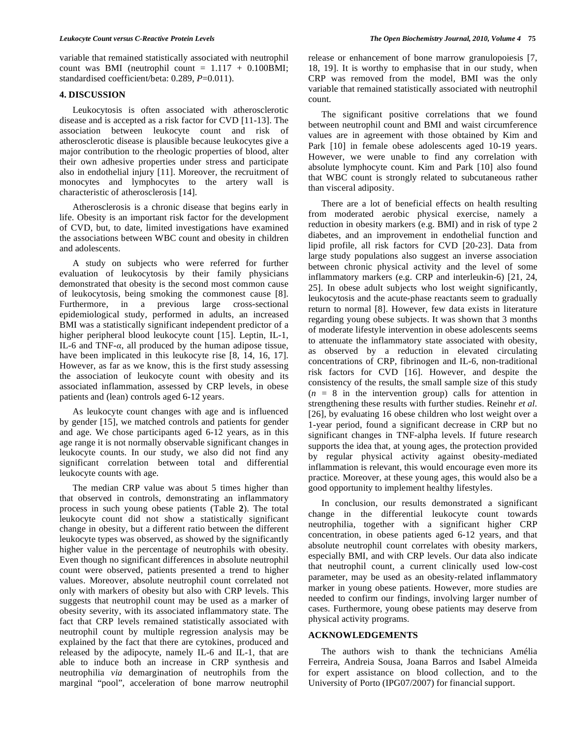variable that remained statistically associated with neutrophil count was BMI (neutrophil count = 1.117 + 0.100BMI; standardised coefficient/beta: 0.289, $P$=0.011).

## 4. DISCUSSION

Leukocytosis is often associated with atherosclerotic disease and is accepted as a risk factor for CVD [11-13]. The association between leukocyte count and risk of atherosclerotic disease is plausible because leukocytes give a major contribution to the rheologic properties of blood, alter their own adhesive properties under stress and participate also in endothelial injury [11]. Moreover, the recruitment of monocytes and lymphocytes to the artery wall is characteristic of atherosclerosis [14].

Atherosclerosis is a chronic disease that begins early in life. Obesity is an important risk factor for the development of CVD, but, to date, limited investigations have examined the associations between WBC count and obesity in children and adolescents.

A study on subjects who were referred for further evaluation of leukocytosis by their family physicians demonstrated that obesity is the second most common cause of leukocytosis, being smoking the commonest cause [8]. Furthermore, in a previous large cross-sectional epidemiological study, performed in adults, an increased BMI was a statistically significant independent predictor of a higher peripheral blood leukocyte count [15]. Leptin, IL-1, IL-6 and TNF-$\alpha$, all produced by the human adipose tissue, have been implicated in this leukocyte rise [8, 14, 16, 17]. However, as far as we know, this is the first study assessing the association of leukocyte count with obesity and its associated inflammation, assessed by CRP levels, in obese patients and (lean) controls aged 6-12 years.

As leukocyte count changes with age and is influenced by gender [15], we matched controls and patients for gender and age. We chose participants aged 6-12 years, as in this age range it is not normally observable significant changes in leukocyte counts. In our study, we also did not find any significant correlation between total and differential leukocyte counts with age.

The median CRP value was about 5 times higher than that observed in controls, demonstrating an inflammatory process in such young obese patients (Table **2**). The total leukocyte count did not show a statistically significant change in obesity, but a different ratio between the different leukocyte types was observed, as showed by the significantly higher value in the percentage of neutrophils with obesity. Even though no significant differences in absolute neutrophil count were observed, patients presented a trend to higher values. Moreover, absolute neutrophil count correlated not only with markers of obesity but also with CRP levels. This suggests that neutrophil count may be used as a marker of obesity severity, with its associated inflammatory state. The fact that CRP levels remained statistically associated with neutrophil count by multiple regression analysis may be explained by the fact that there are cytokines, produced and released by the adipocyte, namely IL-6 and IL-1, that are able to induce both an increase in CRP synthesis and neutrophilia *via* demargination of neutrophils from the marginal "pool", acceleration of bone marrow neutrophil release or enhancement of bone marrow granulopoiesis [7, 18, 19]. It is worthy to emphasise that in our study, when CRP was removed from the model, BMI was the only variable that remained statistically associated with neutrophil count.

The significant positive correlations that we found between neutrophil count and BMI and waist circumference values are in agreement with those obtained by Kim and Park [10] in female obese adolescents aged 10-19 years. However, we were unable to find any correlation with absolute lymphocyte count. Kim and Park [10] also found that WBC count is strongly related to subcutaneous rather than visceral adiposity.

There are a lot of beneficial effects on health resulting from moderated aerobic physical exercise, namely a reduction in obesity markers (e.g. BMI) and in risk of type 2 diabetes, and an improvement in endothelial function and lipid profile, all risk factors for CVD [20-23]. Data from large study populations also suggest an inverse association between chronic physical activity and the level of some inflammatory markers (e.g. CRP and interleukin-6) [21, 24, 25]. In obese adult subjects who lost weight significantly, leukocytosis and the acute-phase reactants seem to gradually return to normal [8]. However, few data exists in literature regarding young obese subjects. It was shown that 3 months of moderate lifestyle intervention in obese adolescents seems to attenuate the inflammatory state associated with obesity, as observed by a reduction in elevated circulating concentrations of CRP, fibrinogen and IL-6, non-traditional risk factors for CVD [16]. However, and despite the consistency of the results, the small sample size of this study ($n$ = 8 in the intervention group) calls for attention in strengthening these results with further studies. Reinehr *et al*. [26], by evaluating 16 obese children who lost weight over a 1-year period, found a significant decrease in CRP but no significant changes in TNF-alpha levels. If future research supports the idea that, at young ages, the protection provided by regular physical activity against obesity-mediated inflammation is relevant, this would encourage even more its practice. Moreover, at these young ages, this would also be a good opportunity to implement healthy lifestyles.

In conclusion, our results demonstrated a significant change in the differential leukocyte count towards neutrophilia, together with a significant higher CRP concentration, in obese patients aged 6-12 years, and that absolute neutrophil count correlates with obesity markers, especially BMI, and with CRP levels. Our data also indicate that neutrophil count, a current clinically used low-cost parameter, may be used as an obesity-related inflammatory marker in young obese patients. However, more studies are needed to confirm our findings, involving larger number of cases. Furthermore, young obese patients may deserve from physical activity programs.

## ACKNOWLEDGEMENTS

The authors wish to thank the technicians Amélia Ferreira, Andreia Sousa, Joana Barros and Isabel Almeida for expert assistance on blood collection, and to the University of Porto (IPG07/2007) for financial support.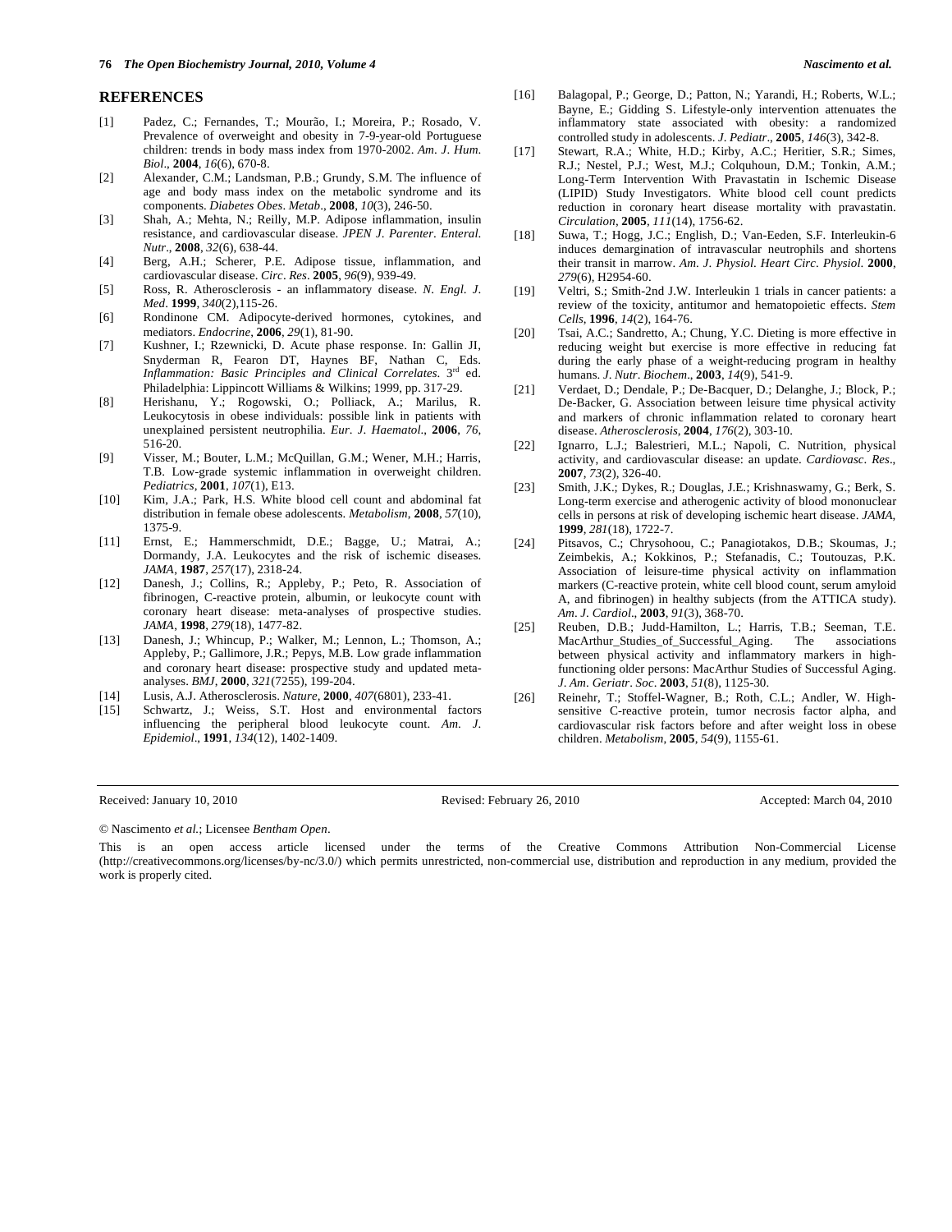## REFERENCES

[1] Padez, C.; Fernandes, T.; Mourão, I.; Moreira, P.; Rosado, V. Prevalence of overweight and obesity in 7-9-year-old Portuguese children: trends in body mass index from 1970-2002. *Am. J. Hum. Biol.*, **2004**, *16*(6), 670-8.

[2] Alexander, C.M.; Landsman, P.B.; Grundy, S.M. The influence of age and body mass index on the metabolic syndrome and its components. *Diabetes Obes. Metab.*, **2008**, *10*(3), 246-50.

[3] Shah, A.; Mehta, N.; Reilly, M.P. Adipose inflammation, insulin resistance, and cardiovascular disease. *JPEN J. Parenter. Enteral. Nutr.*, **2008**, *32*(6), 638-44.

[4] Berg, A.H.; Scherer, P.E. Adipose tissue, inflammation, and cardiovascular disease. *Circ. Res.* **2005**, *96*(9), 939-49.

[5] Ross, R. Atherosclerosis - an inflammatory disease. *N. Engl. J. Med.* **1999**, *340*(2),115-26.

[6] Rondinone CM. Adipocyte-derived hormones, cytokines, and mediators. *Endocrine*, **2006**, *29*(1), 81-90.

[7] Kushner, I.; Rzewnicki, D. Acute phase response. In: Gallin JI, Snyderman R, Fearon DT, Haynes BF, Nathan C, Eds. *Inflammation: Basic Principles and Clinical Correlates*. 3rd ed. Philadelphia: Lippincott Williams & Wilkins; 1999, pp. 317-29.

[8] Herishanu, Y.; Rogowski, O.; Polliack, A.; Marilus, R. Leukocytosis in obese individuals: possible link in patients with unexplained persistent neutrophilia. *Eur. J. Haematol.*, **2006**, *76*, 516-20.

[9] Visser, M.; Bouter, L.M.; McQuillan, G.M.; Wener, M.H.; Harris, T.B. Low-grade systemic inflammation in overweight children. *Pediatrics*, **2001**, *107*(1), E13.

[10] Kim, J.A.; Park, H.S. White blood cell count and abdominal fat distribution in female obese adolescents. *Metabolism*, **2008**, *57*(10), 1375-9.

[11] Ernst, E.; Hammerschmidt, D.E.; Bagge, U.; Matrai, A.; Dormandy, J.A. Leukocytes and the risk of ischemic diseases. *JAMA*, **1987**, *257*(17), 2318-24.

[12] Danesh, J.; Collins, R.; Appleby, P.; Peto, R. Association of fibrinogen, C-reactive protein, albumin, or leukocyte count with coronary heart disease: meta-analyses of prospective studies. *JAMA*, **1998**, *279*(18), 1477-82.

[13] Danesh, J.; Whincup, P.; Walker, M.; Lennon, L.; Thomson, A.; Appleby, P.; Gallimore, J.R.; Pepys, M.B. Low grade inflammation and coronary heart disease: prospective study and updated meta-analyses. *BMJ*, **2000**, *321*(7255), 199-204.

[14] Lusis, A.J. Atherosclerosis. *Nature*, **2000**, *407*(6801), 233-41.

[15] Schwartz, J.; Weiss, S.T. Host and environmental factors influencing the peripheral blood leukocyte count. *Am. J. Epidemiol.*, **1991**, *134*(12), 1402-1409.

[16] Balagopal, P.; George, D.; Patton, N.; Yarandi, H.; Roberts, W.L.; Bayne, E.; Gidding S. Lifestyle-only intervention attenuates the inflammatory state associated with obesity: a randomized controlled study in adolescents. *J. Pediatr.*, **2005**, *146*(3), 342-8.

[17] Stewart, R.A.; White, H.D.; Kirby, A.C.; Heritier, S.R.; Simes, R.J.; Nestel, P.J.; West, M.J.; Colquhoun, D.M.; Tonkin, A.M.; Long-Term Intervention With Pravastatin in Ischemic Disease (LIPID) Study Investigators. White blood cell count predicts reduction in coronary heart disease mortality with pravastatin. *Circulation*, **2005**, *111*(14), 1756-62.

[18] Suwa, T.; Hogg, J.C.; English, D.; Van-Eeden, S.F. Interleukin-6 induces demargination of intravascular neutrophils and shortens their transit in marrow. *Am. J. Physiol. Heart Circ. Physiol.* **2000**, *279*(6), H2954-60.

[19] Veltri, S.; Smith-2nd J.W. Interleukin 1 trials in cancer patients: a review of the toxicity, antitumor and hematopoietic effects. *Stem Cells*, **1996**, *14*(2), 164-76.

[20] Tsai, A.C.; Sandretto, A.; Chung, Y.C. Dieting is more effective in reducing weight but exercise is more effective in reducing fat during the early phase of a weight-reducing program in healthy humans. *J. Nutr. Biochem.*, **2003**, *14*(9), 541-9.

[21] Verdaet, D.; Dendale, P.; De-Bacquer, D.; Delanghe, J.; Block, P.; De-Backer, G. Association between leisure time physical activity and markers of chronic inflammation related to coronary heart disease. *Atherosclerosis*, **2004**, *176*(2), 303-10.

[22] Ignarro, L.J.; Balestrieri, M.L.; Napoli, C. Nutrition, physical activity, and cardiovascular disease: an update. *Cardiovasc. Res.*, **2007**, *73*(2), 326-40.

[23] Smith, J.K.; Dykes, R.; Douglas, J.E.; Krishnaswamy, G.; Berk, S. Long-term exercise and atherogenic activity of blood mononuclear cells in persons at risk of developing ischemic heart disease. *JAMA*, **1999**, *281*(18), 1722-7.

[24] Pitsavos, C.; Chrysohoou, C.; Panagiotakos, D.B.; Skoumas, J.; Zeimbekis, A.; Kokkinos, P.; Stefanadis, C.; Toutouzas, P.K. Association of leisure-time physical activity on inflammation markers (C-reactive protein, white cell blood count, serum amyloid A, and fibrinogen) in healthy subjects (from the ATTICA study). *Am. J. Cardiol.*, **2003**, *91*(3), 368-70.

[25] Reuben, D.B.; Judd-Hamilton, L.; Harris, T.B.; Seeman, T.E. MacArthur_Studies_of_Successful_Aging. The associations between physical activity and inflammatory markers in high-functioning older persons: MacArthur Studies of Successful Aging. *J. Am. Geriatr. Soc.* **2003**, *51*(8), 1125-30.

[26] Reinehr, T.; Stoffel-Wagner, B.; Roth, C.L.; Andler, W. High-sensitive C-reactive protein, tumor necrosis factor alpha, and cardiovascular risk factors before and after weight loss in obese children. *Metabolism*, **2005**, *54*(9), 1155-61.

---

Received: January 10, 2010 Revised: February 26, 2010 Accepted: March 04, 2010

© Nascimento *et al.*; Licensee *Bentham Open*.

This is an open access article licensed under the terms of the Creative Commons Attribution Non-Commercial License (http://creativecommons.org/licenses/by-nc/3.0/) which permits unrestricted, non-commercial use, distribution and reproduction in any medium, provided the work is properly cited.